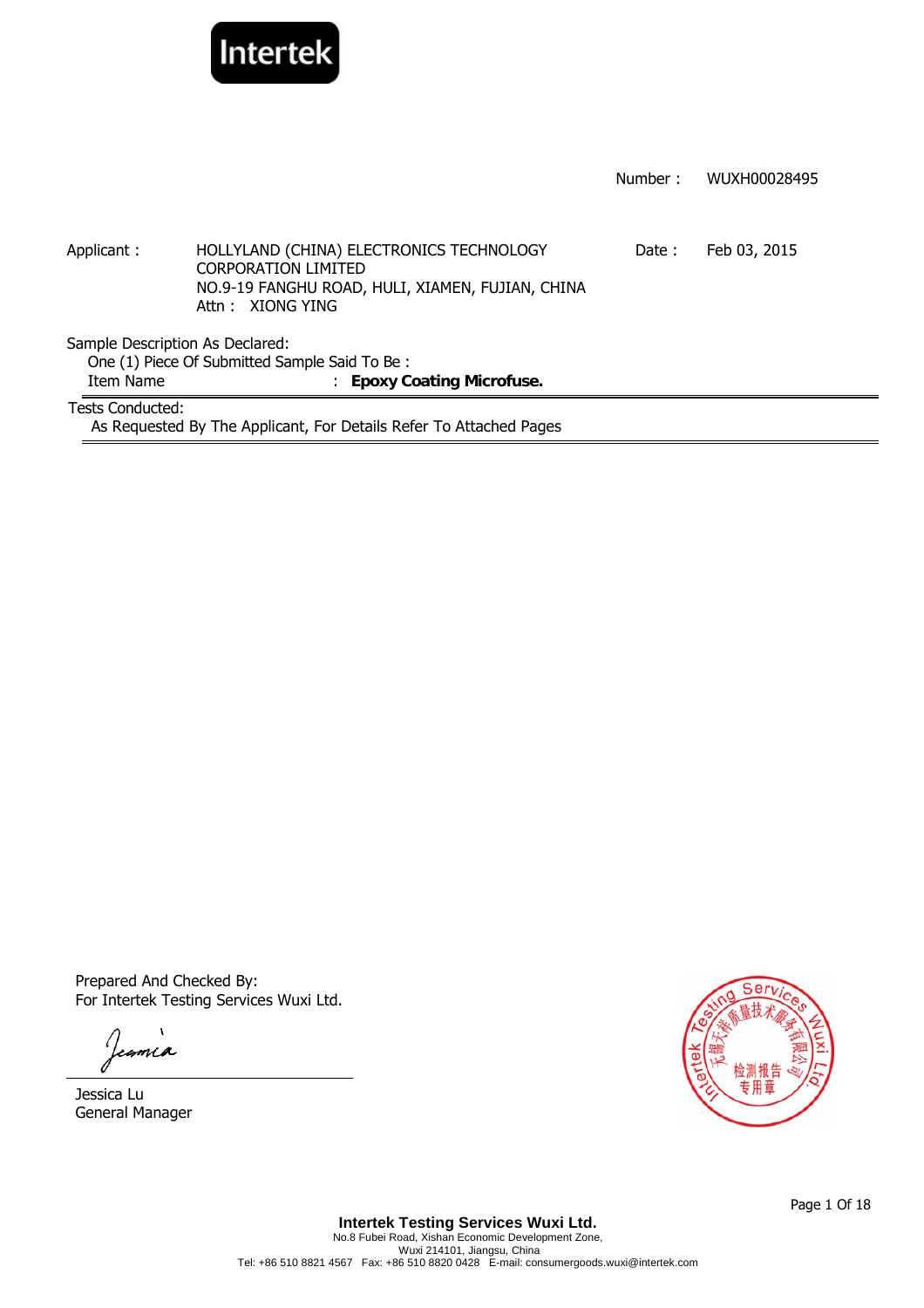Intertek

Number : WUXH00028495

Applicant : HOLLYLAND (CHINA) ELECTRONICS TECHNOLOGY CORPORATION LIMITED
NO.9-19 FANGHU ROAD, HULI, XIAMEN, FUJIAN, CHINA
Attn : XIONG YING

Date : Feb 03, 2015

Sample Description As Declared:
One (1) Piece Of Submitted Sample Said To Be :
Item Name : **Epoxy Coating Microfuse.**

Tests Conducted:
As Requested By The Applicant, For Details Refer To Attached Pages

Prepared And Checked By:
For Intertek Testing Services Wuxi Ltd.

Jessica Lu
General Manager

**Intertek Testing Services Wuxi Ltd.**
No.8 Fubei Road, Xishan Economic Development Zone,
Wuxi 214101, Jiangsu, China
Tel: +86 510 8821 4567 Fax: +86 510 8820 0428 E-mail: consumergoods.wuxi@intertek.com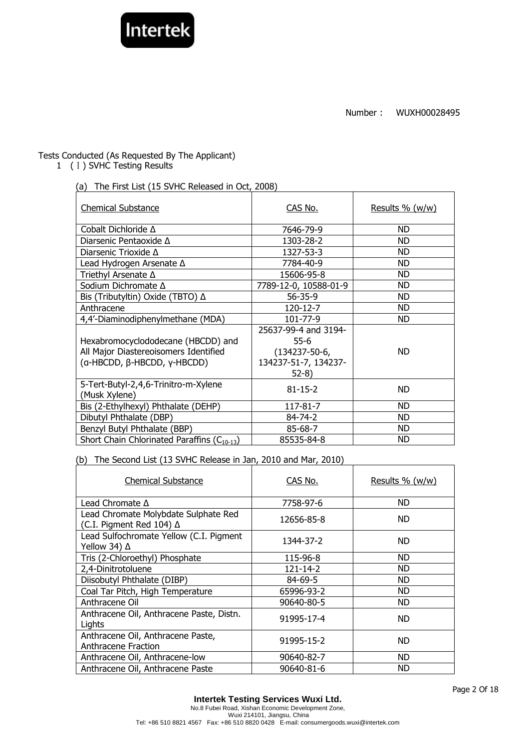Number： WUXH00028495

Tests Conducted (As Requested By The Applicant)

1 （Ⅰ) SVHC Testing Results

(a) The First List (15 SVHC Released in Oct, 2008)

| Chemical Substance | CAS No. | Results % (w/w) |
|---|---|---|
| Cobalt Dichloride Δ | 7646-79-9 | ND |
| Diarsenic Pentaoxide Δ | 1303-28-2 | ND |
| Diarsenic Trioxide Δ | 1327-53-3 | ND |
| Lead Hydrogen Arsenate Δ | 7784-40-9 | ND |
| Triethyl Arsenate Δ | 15606-95-8 | ND |
| Sodium Dichromate Δ | 7789-12-0, 10588-01-9 | ND |
| Bis (Tributyltin) Oxide (TBTO) Δ | 56-35-9 | ND |
| Anthracene | 120-12-7 | ND |
| 4,4'-Diaminodiphenylmethane (MDA) | 101-77-9 | ND |
| Hexabromocyclododecane (HBCDD) and All Major Diastereoisomers Identified (α-HBCDD, β-HBCDD, γ-HBCDD) | 25637-99-4 and 3194-55-6 (134237-50-6, 134237-51-7, 134237-52-8) | ND |
| 5-Tert-Butyl-2,4,6-Trinitro-m-Xylene (Musk Xylene) | 81-15-2 | ND |
| Bis (2-Ethylhexyl) Phthalate (DEHP) | 117-81-7 | ND |
| Dibutyl Phthalate (DBP) | 84-74-2 | ND |
| Benzyl Butyl Phthalate (BBP) | 85-68-7 | ND |
| Short Chain Chlorinated Paraffins ($C_{10-13}$) | 85535-84-8 | ND |

(b) The Second List (13 SVHC Release in Jan, 2010 and Mar, 2010)

| Chemical Substance | CAS No. | Results % (w/w) |
|---|---|---|
| Lead Chromate Δ | 7758-97-6 | ND |
| Lead Chromate Molybdate Sulphate Red (C.I. Pigment Red 104) Δ | 12656-85-8 | ND |
| Lead Sulfochromate Yellow (C.I. Pigment Yellow 34) Δ | 1344-37-2 | ND |
| Tris (2-Chloroethyl) Phosphate | 115-96-8 | ND |
| 2,4-Dinitrotoluene | 121-14-2 | ND |
| Diisobutyl Phthalate (DIBP) | 84-69-5 | ND |
| Coal Tar Pitch, High Temperature | 65996-93-2 | ND |
| Anthracene Oil | 90640-80-5 | ND |
| Anthracene Oil, Anthracene Paste, Distn. Lights | 91995-17-4 | ND |
| Anthracene Oil, Anthracene Paste, Anthracene Fraction | 91995-15-2 | ND |
| Anthracene Oil, Anthracene-low | 90640-82-7 | ND |
| Anthracene Oil, Anthracene Paste | 90640-81-6 | ND |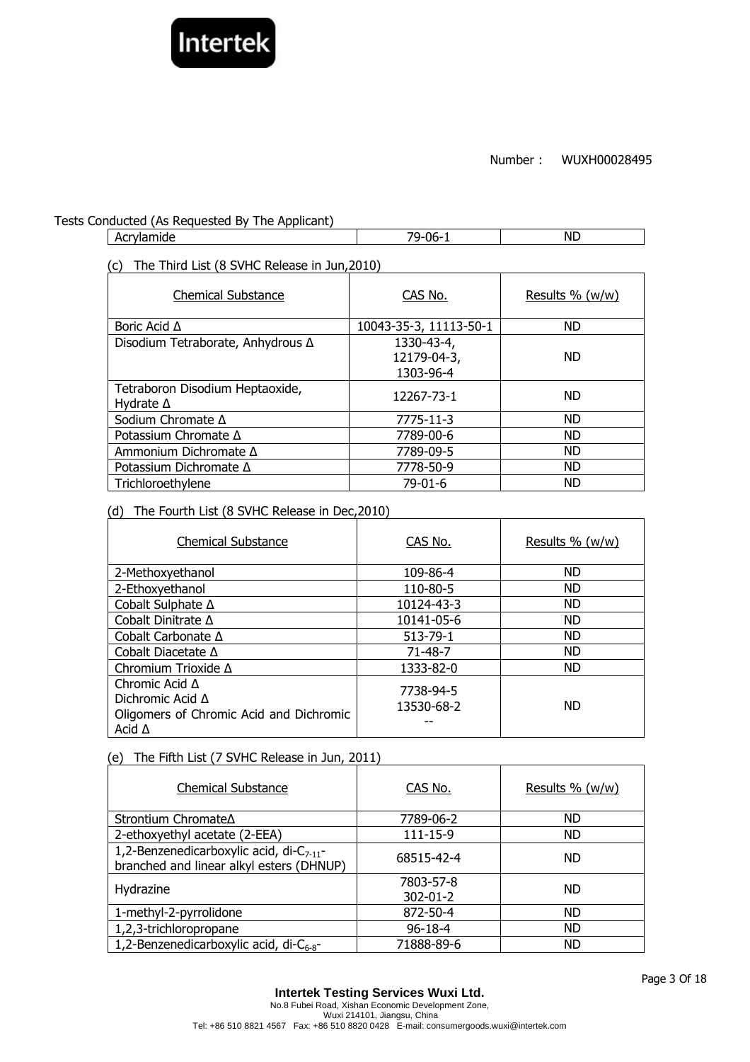Number： WUXH00028495

Tests Conducted (As Requested By The Applicant)

| | | |
|---|---|---|
| Acrylamide | 79-06-1 | ND |

(c) The Third List (8 SVHC Release in Jun,2010)

| Chemical Substance | CAS No. | Results % (w/w) |
|---|---|---|
| Boric Acid Δ | 10043-35-3, 11113-50-1 | ND |
| Disodium Tetraborate, Anhydrous Δ | 1330-43-4, 12179-04-3, 1303-96-4 | ND |
| Tetraboron Disodium Heptaoxide, Hydrate Δ | 12267-73-1 | ND |
| Sodium Chromate Δ | 7775-11-3 | ND |
| Potassium Chromate Δ | 7789-00-6 | ND |
| Ammonium Dichromate Δ | 7789-09-5 | ND |
| Potassium Dichromate Δ | 7778-50-9 | ND |
| Trichloroethylene | 79-01-6 | ND |

(d) The Fourth List (8 SVHC Release in Dec,2010)

| Chemical Substance | CAS No. | Results % (w/w) |
|---|---|---|
| 2-Methoxyethanol | 109-86-4 | ND |
| 2-Ethoxyethanol | 110-80-5 | ND |
| Cobalt Sulphate Δ | 10124-43-3 | ND |
| Cobalt Dinitrate Δ | 10141-05-6 | ND |
| Cobalt Carbonate Δ | 513-79-1 | ND |
| Cobalt Diacetate Δ | 71-48-7 | ND |
| Chromium Trioxide Δ | 1333-82-0 | ND |
| Chromic Acid Δ<br>Dichromic Acid Δ<br>Oligomers of Chromic Acid and Dichromic Acid Δ | 7738-94-5<br>13530-68-2<br>-- | ND |

(e) The Fifth List (7 SVHC Release in Jun, 2011)

| Chemical Substance | CAS No. | Results % (w/w) |
|---|---|---|
| Strontium ChromateΔ | 7789-06-2 | ND |
| 2-ethoxyethyl acetate (2-EEA) | 111-15-9 | ND |
| 1,2-Benzenedicarboxylic acid, di-$C_{7-11}$-branched and linear alkyl esters (DHNUP) | 68515-42-4 | ND |
| Hydrazine | 7803-57-8<br>302-01-2 | ND |
| 1-methyl-2-pyrrolidone | 872-50-4 | ND |
| 1,2,3-trichloropropane | 96-18-4 | ND |
| 1,2-Benzenedicarboxylic acid, di-$C_{6-8}$- | 71888-89-6 | ND |

**Intertek Testing Services Wuxi Ltd.**
No.8 Fubei Road, Xishan Economic Development Zone,
Wuxi 214101, Jiangsu, China
Tel: +86 510 8821 4567 Fax: +86 510 8820 0428 E-mail: consumergoods.wuxi@intertek.com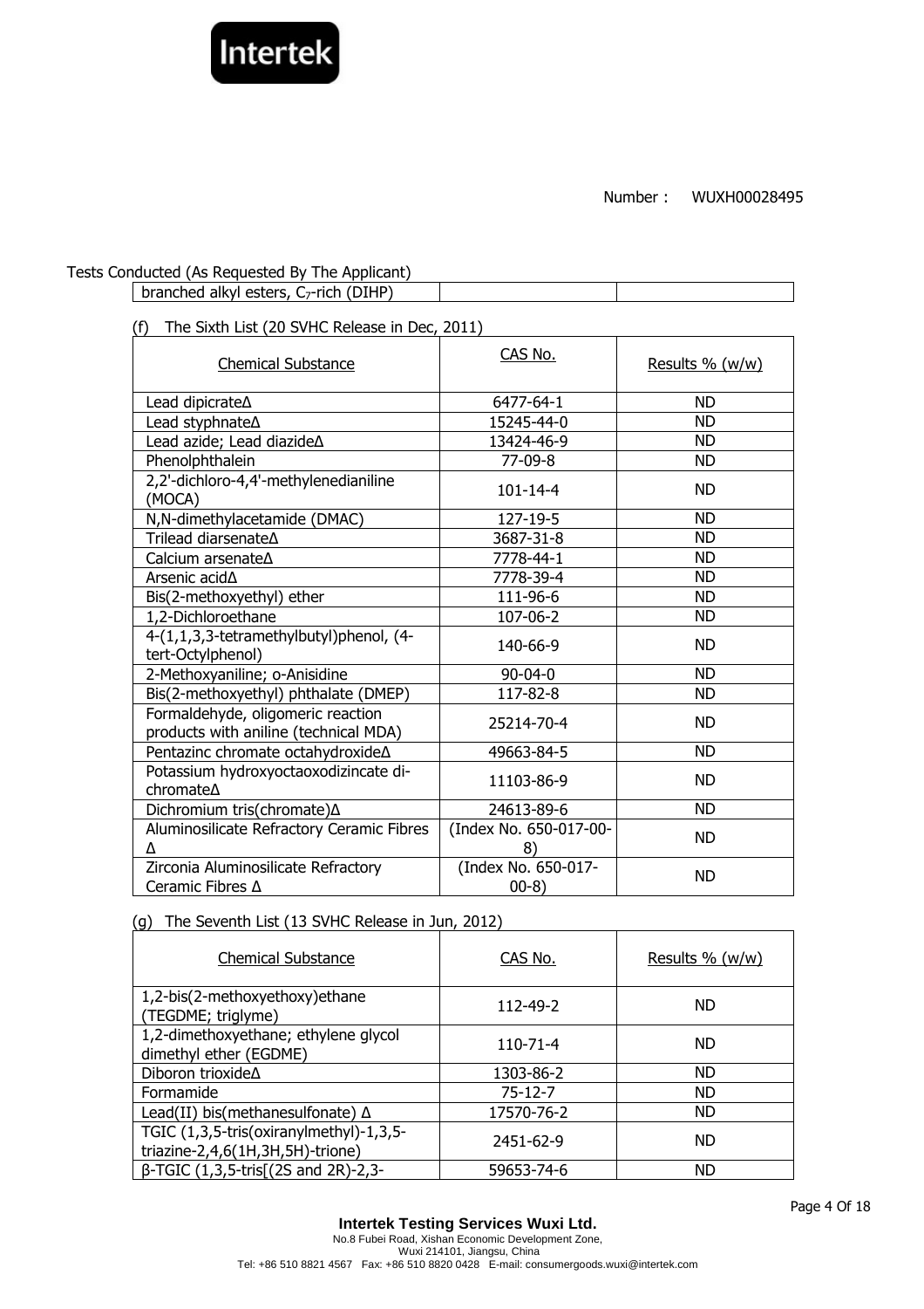Number： WUXH00028495

Tests Conducted (As Requested By The Applicant)

| | | |
|---|---|---|
| branched alkyl esters, $C_7$-rich (DIHP) | | |

(f) The Sixth List (20 SVHC Release in Dec, 2011)

| Chemical Substance | CAS No. | Results % (w/w) |
|---|---|---|
| Lead dipicrateΔ | 6477-64-1 | ND |
| Lead styphnateΔ | 15245-44-0 | ND |
| Lead azide; Lead diazideΔ | 13424-46-9 | ND |
| Phenolphthalein | 77-09-8 | ND |
| 2,2'-dichloro-4,4'-methylenedianiline (MOCA) | 101-14-4 | ND |
| N,N-dimethylacetamide (DMAC) | 127-19-5 | ND |
| Trilead diarsenateΔ | 3687-31-8 | ND |
| Calcium arsenateΔ | 7778-44-1 | ND |
| Arsenic acidΔ | 7778-39-4 | ND |
| Bis(2-methoxyethyl) ether | 111-96-6 | ND |
| 1,2-Dichloroethane | 107-06-2 | ND |
| 4-(1,1,3,3-tetramethylbutyl)phenol, (4-tert-Octylphenol) | 140-66-9 | ND |
| 2-Methoxyaniline; o-Anisidine | 90-04-0 | ND |
| Bis(2-methoxyethyl) phthalate (DMEP) | 117-82-8 | ND |
| Formaldehyde, oligomeric reaction products with aniline (technical MDA) | 25214-70-4 | ND |
| Pentazinc chromate octahydroxideΔ | 49663-84-5 | ND |
| Potassium hydroxyoctaoxodizincate di-chromateΔ | 11103-86-9 | ND |
| Dichromium tris(chromate)Δ | 24613-89-6 | ND |
| Aluminosilicate Refractory Ceramic Fibres Δ | (Index No. 650-017-00-8) | ND |
| Zirconia Aluminosilicate Refractory Ceramic Fibres Δ | (Index No. 650-017-00-8) | ND |

(g) The Seventh List (13 SVHC Release in Jun, 2012)

| Chemical Substance | CAS No. | Results % (w/w) |
|---|---|---|
| 1,2-bis(2-methoxyethoxy)ethane (TEGDME; triglyme) | 112-49-2 | ND |
| 1,2-dimethoxyethane; ethylene glycol dimethyl ether (EGDME) | 110-71-4 | ND |
| Diboron trioxideΔ | 1303-86-2 | ND |
| Formamide | 75-12-7 | ND |
| Lead(II) bis(methanesulfonate) Δ | 17570-76-2 | ND |
| TGIC (1,3,5-tris(oxiranylmethyl)-1,3,5-triazine-2,4,6(1H,3H,5H)-trione) | 2451-62-9 | ND |
| β-TGIC (1,3,5-tris[(2S and 2R)-2,3- | 59653-74-6 | ND |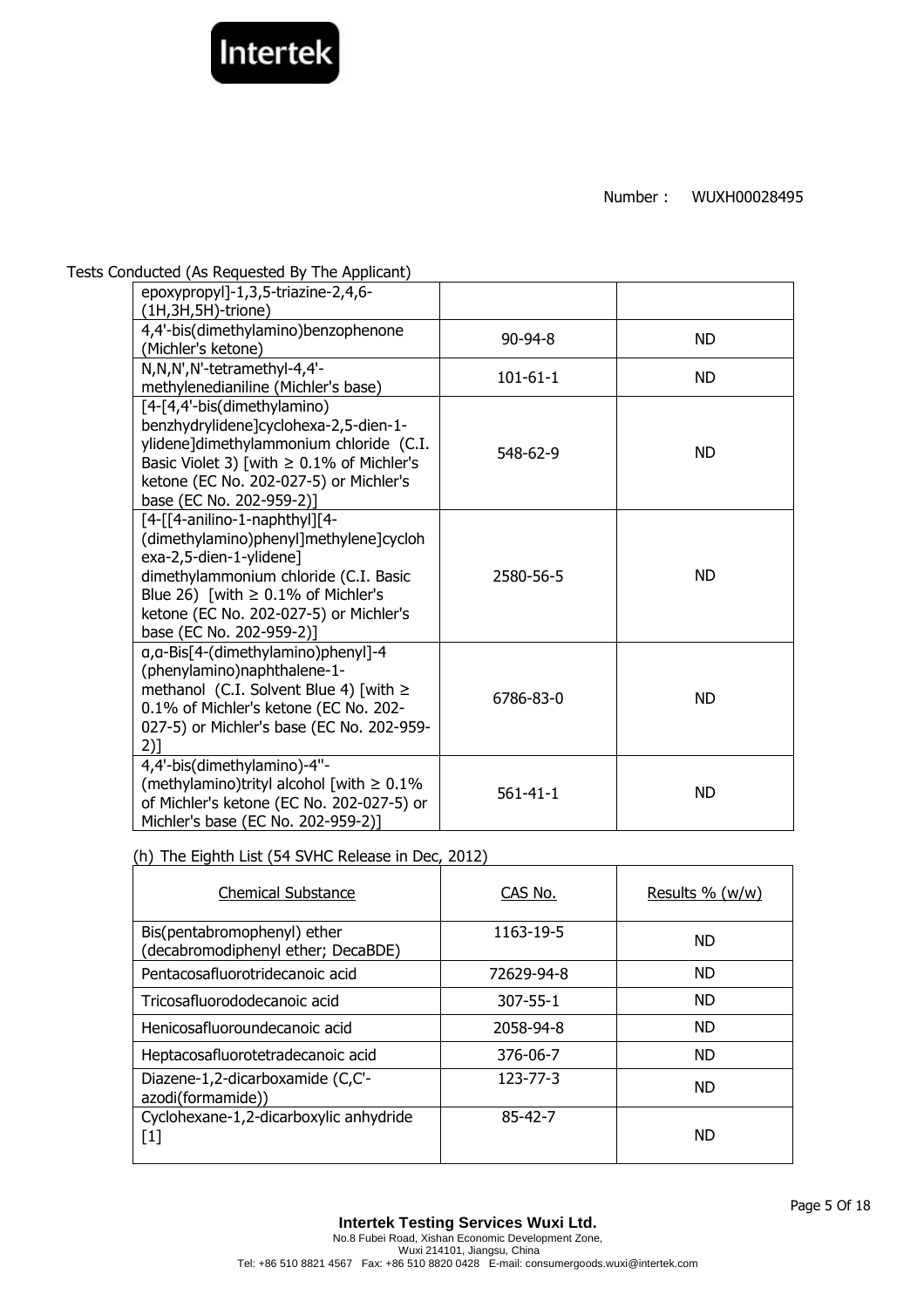Number： WUXH00028495

Tests Conducted (As Requested By The Applicant)

| | | |
|---|---|---|
| epoxypropyl]-1,3,5-triazine-2,4,6-(1H,3H,5H)-trione) | | |
| 4,4'-bis(dimethylamino)benzophenone (Michler's ketone) | 90-94-8 | ND |
| N,N,N',N'-tetramethyl-4,4'-methylenedianiline (Michler's base) | 101-61-1 | ND |
| [4-[4,4'-bis(dimethylamino) benzhydrylidene]cyclohexa-2,5-dien-1-ylidene]dimethylammonium chloride (C.I. Basic Violet 3) [with ≥ 0.1% of Michler's ketone (EC No. 202-027-5) or Michler's base (EC No. 202-959-2)] | 548-62-9 | ND |
| [4-[[4-anilino-1-naphthyl][4-(dimethylamino)phenyl]methylene]cyclohexa-2,5-dien-1-ylidene] dimethylammonium chloride (C.I. Basic Blue 26) [with ≥ 0.1% of Michler's ketone (EC No. 202-027-5) or Michler's base (EC No. 202-959-2)] | 2580-56-5 | ND |
| α,α-Bis[4-(dimethylamino)phenyl]-4 (phenylamino)naphthalene-1-methanol (C.I. Solvent Blue 4) [with ≥ 0.1% of Michler's ketone (EC No. 202-027-5) or Michler's base (EC No. 202-959-2)] | 6786-83-0 | ND |
| 4,4'-bis(dimethylamino)-4''-(methylamino)trityl alcohol [with ≥ 0.1% of Michler's ketone (EC No. 202-027-5) or Michler's base (EC No. 202-959-2)] | 561-41-1 | ND |

(h) The Eighth List (54 SVHC Release in Dec, 2012)

| Chemical Substance | CAS No. | Results % (w/w) |
|---|---|---|
| Bis(pentabromophenyl) ether (decabromodiphenyl ether; DecaBDE) | 1163-19-5 | ND |
| Pentacosafluorotridecanoic acid | 72629-94-8 | ND |
| Tricosafluorododecanoic acid | 307-55-1 | ND |
| Henicosafluoroundecanoic acid | 2058-94-8 | ND |
| Heptacosafluorotetradecanoic acid | 376-06-7 | ND |
| Diazene-1,2-dicarboxamide (C,C'-azodi(formamide)) | 123-77-3 | ND |
| Cyclohexane-1,2-dicarboxylic anhydride [1] | 85-42-7 | ND |

**Intertek Testing Services Wuxi Ltd.**
No.8 Fubei Road, Xishan Economic Development Zone,
Wuxi 214101, Jiangsu, China
Tel: +86 510 8821 4567 Fax: +86 510 8820 0428 E-mail: consumergoods.wuxi@intertek.com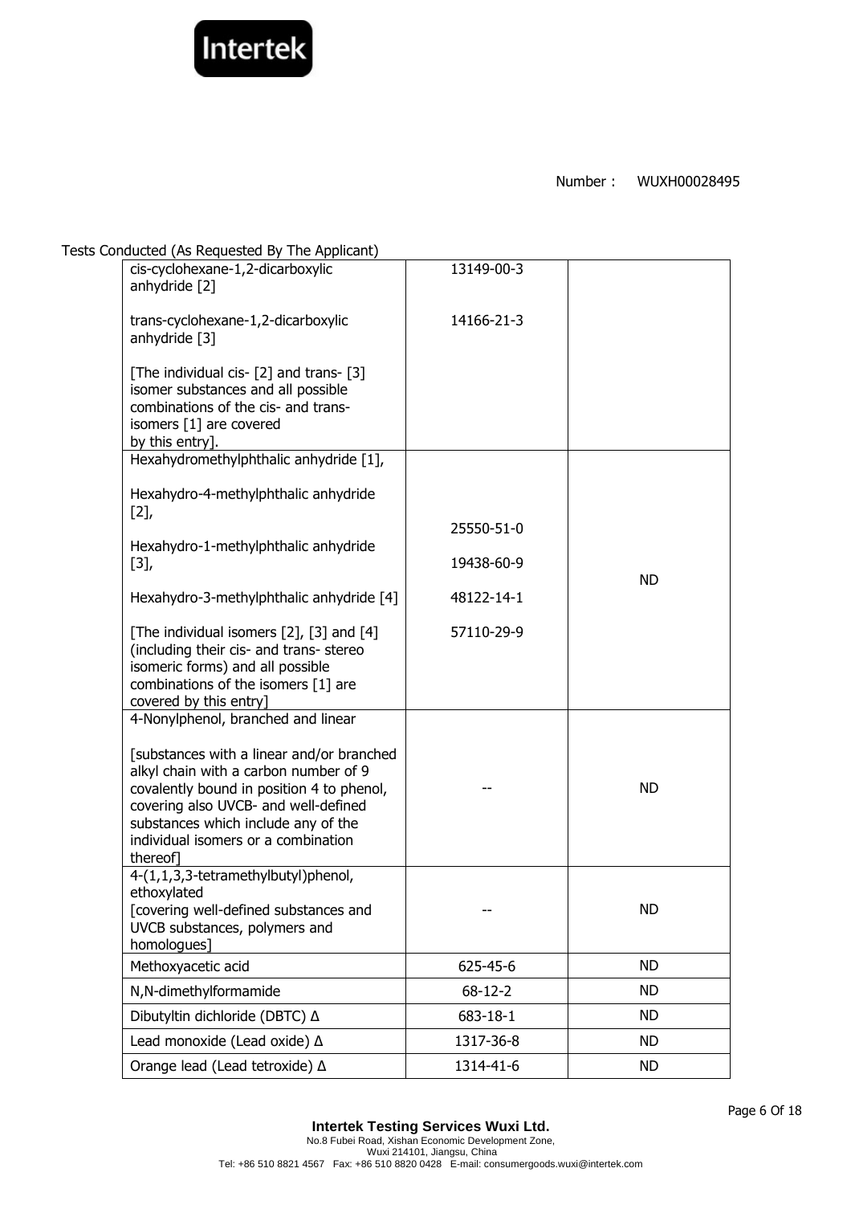Number : WUXH00028495

Tests Conducted (As Requested By The Applicant)

| | | |
|---|---|---|
| cis-cyclohexane-1,2-dicarboxylic anhydride [2]<br><br>trans-cyclohexane-1,2-dicarboxylic anhydride [3]<br><br>[The individual cis- [2] and trans- [3] isomer substances and all possible combinations of the cis- and trans-isomers [1] are covered by this entry]. | 13149-00-3<br><br>14166-21-3 | |
| Hexahydromethylphthalic anhydride [1],<br><br>Hexahydro-4-methylphthalic anhydride [2],<br><br>Hexahydro-1-methylphthalic anhydride [3],<br><br>Hexahydro-3-methylphthalic anhydride [4]<br><br>[The individual isomers [2], [3] and [4] (including their cis- and trans- stereo isomeric forms) and all possible combinations of the isomers [1] are covered by this entry] | 25550-51-0<br><br>19438-60-9<br><br>48122-14-1<br><br>57110-29-9 | ND |
| 4-Nonylphenol, branched and linear<br><br>[substances with a linear and/or branched alkyl chain with a carbon number of 9 covalently bound in position 4 to phenol, covering also UVCB- and well-defined substances which include any of the individual isomers or a combination thereof] | -- | ND |
| 4-(1,1,3,3-tetramethylbutyl)phenol, ethoxylated<br>[covering well-defined substances and UVCB substances, polymers and homologues] | -- | ND |
| Methoxyacetic acid | 625-45-6 | ND |
| N,N-dimethylformamide | 68-12-2 | ND |
| Dibutyltin dichloride (DBTC) Δ | 683-18-1 | ND |
| Lead monoxide (Lead oxide) Δ | 1317-36-8 | ND |
| Orange lead (Lead tetroxide) Δ | 1314-41-6 | ND |

**Intertek Testing Services Wuxi Ltd.**
No.8 Fubei Road, Xishan Economic Development Zone,
Wuxi 214101, Jiangsu, China
Tel: +86 510 8821 4567 Fax: +86 510 8820 0428 E-mail: consumergoods.wuxi@intertek.com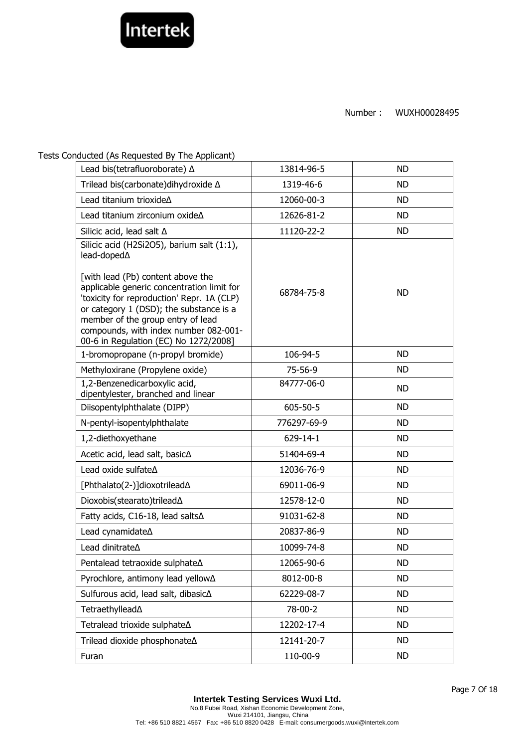Number： WUXH00028495

Tests Conducted (As Requested By The Applicant)

| | | |
|---|---|---|
| Lead bis(tetrafluoroborate) Δ | 13814-96-5 | ND |
| Trilead bis(carbonate)dihydroxide Δ | 1319-46-6 | ND |
| Lead titanium trioxideΔ | 12060-00-3 | ND |
| Lead titanium zirconium oxideΔ | 12626-81-2 | ND |
| Silicic acid, lead salt Δ | 11120-22-2 | ND |
| Silicic acid (H2Si2O5), barium salt (1:1), lead-dopedΔ<br><br>[with lead (Pb) content above the applicable generic concentration limit for 'toxicity for reproduction' Repr. 1A (CLP) or category 1 (DSD); the substance is a member of the group entry of lead compounds, with index number 082-001-00-6 in Regulation (EC) No 1272/2008] | 68784-75-8 | ND |
| 1-bromopropane (n-propyl bromide) | 106-94-5 | ND |
| Methyloxirane (Propylene oxide) | 75-56-9 | ND |
| 1,2-Benzenedicarboxylic acid, dipentylester, branched and linear | 84777-06-0 | ND |
| Diisopentylphthalate (DIPP) | 605-50-5 | ND |
| N-pentyl-isopentylphthalate | 776297-69-9 | ND |
| 1,2-diethoxyethane | 629-14-1 | ND |
| Acetic acid, lead salt, basicΔ | 51404-69-4 | ND |
| Lead oxide sulfateΔ | 12036-76-9 | ND |
| [Phthalato(2-)]dioxotrileadΔ | 69011-06-9 | ND |
| Dioxobis(stearato)trileadΔ | 12578-12-0 | ND |
| Fatty acids, C16-18, lead saltsΔ | 91031-62-8 | ND |
| Lead cynamidateΔ | 20837-86-9 | ND |
| Lead dinitrateΔ | 10099-74-8 | ND |
| Pentalead tetraoxide sulphateΔ | 12065-90-6 | ND |
| Pyrochlore, antimony lead yellowΔ | 8012-00-8 | ND |
| Sulfurous acid, lead salt, dibasicΔ | 62229-08-7 | ND |
| TetraethylleadΔ | 78-00-2 | ND |
| Tetralead trioxide sulphateΔ | 12202-17-4 | ND |
| Trilead dioxide phosphonateΔ | 12141-20-7 | ND |
| Furan | 110-00-9 | ND |

**Intertek Testing Services Wuxi Ltd.**
No.8 Fubei Road, Xishan Economic Development Zone,
Wuxi 214101, Jiangsu, China
Tel: +86 510 8821 4567 Fax: +86 510 8820 0428 E-mail: consumergoods.wuxi@intertek.com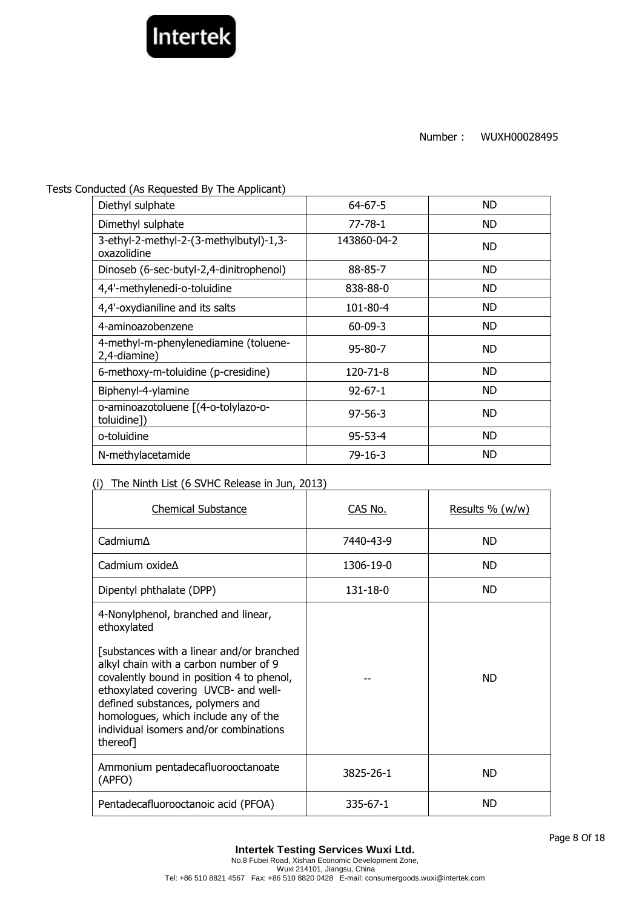Number： WUXH00028495

Tests Conducted (As Requested By The Applicant)

| | | |
|---|---|---|
| Diethyl sulphate | 64-67-5 | ND |
| Dimethyl sulphate | 77-78-1 | ND |
| 3-ethyl-2-methyl-2-(3-methylbutyl)-1,3-oxazolidine | 143860-04-2 | ND |
| Dinoseb (6-sec-butyl-2,4-dinitrophenol) | 88-85-7 | ND |
| 4,4'-methylenedi-o-toluidine | 838-88-0 | ND |
| 4,4'-oxydianiline and its salts | 101-80-4 | ND |
| 4-aminoazobenzene | 60-09-3 | ND |
| 4-methyl-m-phenylenediamine (toluene-2,4-diamine) | 95-80-7 | ND |
| 6-methoxy-m-toluidine (p-cresidine) | 120-71-8 | ND |
| Biphenyl-4-ylamine | 92-67-1 | ND |
| o-aminoazotoluene [(4-o-tolylazo-o-toluidine]) | 97-56-3 | ND |
| o-toluidine | 95-53-4 | ND |
| N-methylacetamide | 79-16-3 | ND |

(i) The Ninth List (6 SVHC Release in Jun, 2013)

| Chemical Substance | CAS No. | Results % (w/w) |
|---|---|---|
| CadmiumΔ | 7440-43-9 | ND |
| Cadmium oxideΔ | 1306-19-0 | ND |
| Dipentyl phthalate (DPP) | 131-18-0 | ND |
| 4-Nonylphenol, branched and linear, ethoxylated [substances with a linear and/or branched alkyl chain with a carbon number of 9 covalently bound in position 4 to phenol, ethoxylated covering UVCB- and well-defined substances, polymers and homologues, which include any of the individual isomers and/or combinations thereof] | -- | ND |
| Ammonium pentadecafluorooctanoate (APFO) | 3825-26-1 | ND |
| Pentadecafluorooctanoic acid (PFOA) | 335-67-1 | ND |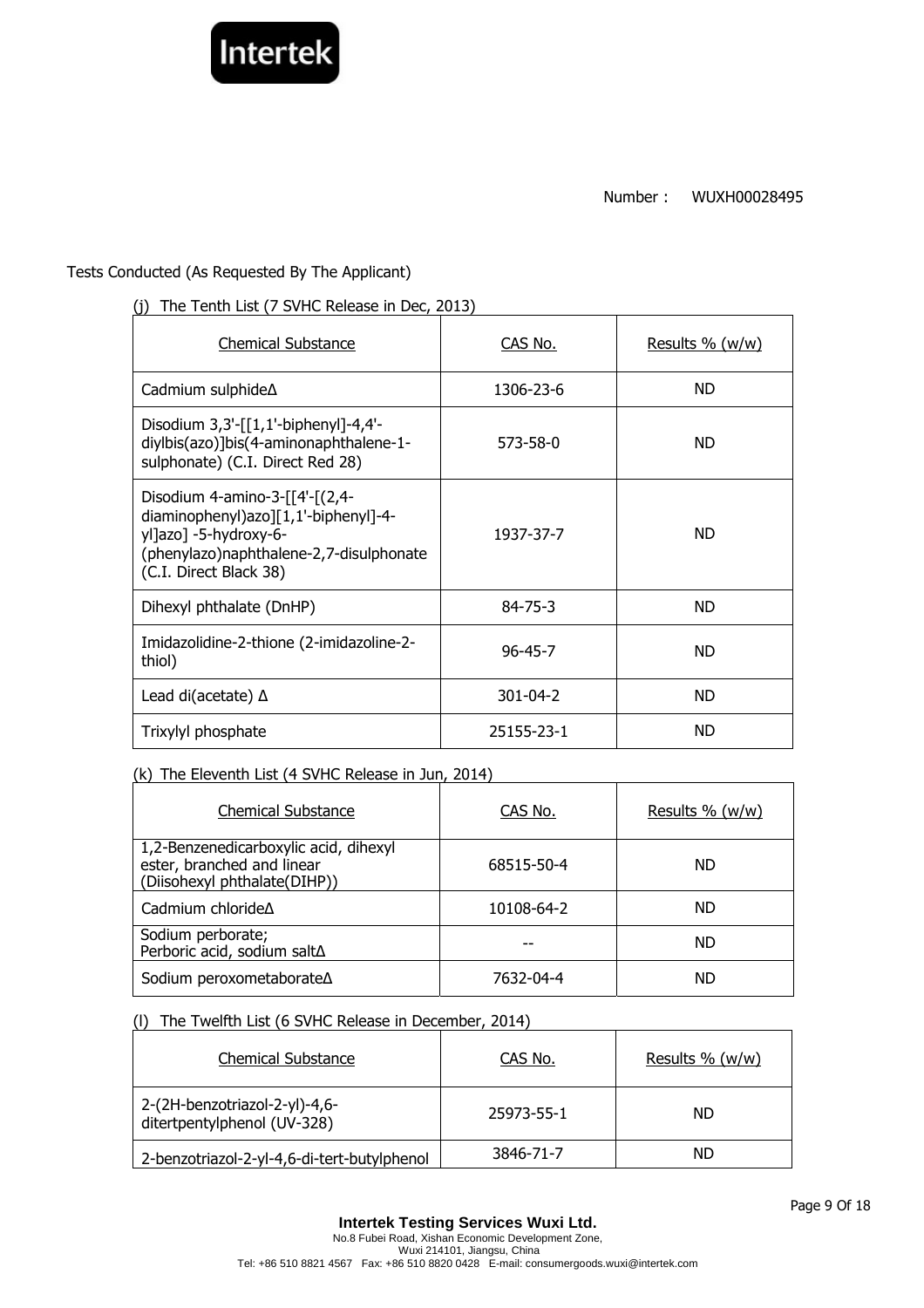Number： WUXH00028495

Tests Conducted (As Requested By The Applicant)

(j) The Tenth List (7 SVHC Release in Dec, 2013)

| Chemical Substance | CAS No. | Results % (w/w) |
|---|---|---|
| Cadmium sulphideΔ | 1306-23-6 | ND |
| Disodium 3,3'-[[1,1'-biphenyl]-4,4'-diylbis(azo)]bis(4-aminonaphthalene-1-sulphonate) (C.I. Direct Red 28) | 573-58-0 | ND |
| Disodium 4-amino-3-[[4'-[(2,4-diaminophenyl)azo][1,1'-biphenyl]-4-yl]azo] -5-hydroxy-6-(phenylazo)naphthalene-2,7-disulphonate (C.I. Direct Black 38) | 1937-37-7 | ND |
| Dihexyl phthalate (DnHP) | 84-75-3 | ND |
| Imidazolidine-2-thione (2-imidazoline-2-thiol) | 96-45-7 | ND |
| Lead di(acetate) Δ | 301-04-2 | ND |
| Trixylyl phosphate | 25155-23-1 | ND |

(k) The Eleventh List (4 SVHC Release in Jun, 2014)

| Chemical Substance | CAS No. | Results % (w/w) |
|---|---|---|
| 1,2-Benzenedicarboxylic acid, dihexyl ester, branched and linear (Diisohexyl phthalate(DIHP)) | 68515-50-4 | ND |
| Cadmium chlorideΔ | 10108-64-2 | ND |
| Sodium perborate; Perboric acid, sodium saltΔ | -- | ND |
| Sodium peroxometaborateΔ | 7632-04-4 | ND |

(l) The Twelfth List (6 SVHC Release in December, 2014)

| Chemical Substance | CAS No. | Results % (w/w) |
|---|---|---|
| 2-(2H-benzotriazol-2-yl)-4,6-ditertpentylphenol (UV-328) | 25973-55-1 | ND |
| 2-benzotriazol-2-yl-4,6-di-tert-butylphenol | 3846-71-7 | ND |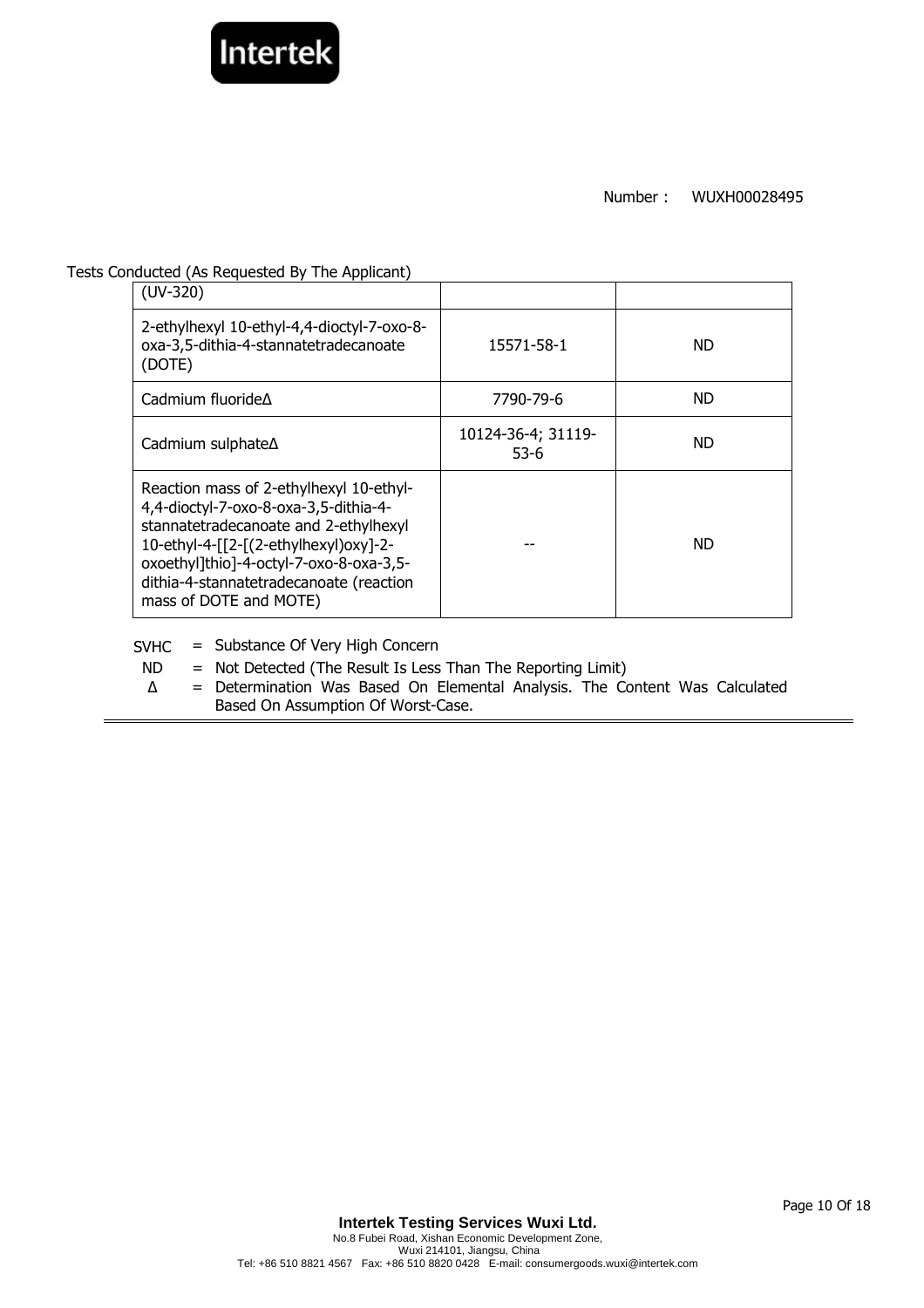Number : WUXH00028495

Tests Conducted (As Requested By The Applicant)

| | | |
|---|---|---|
| (UV-320) | | |
| 2-ethylhexyl 10-ethyl-4,4-dioctyl-7-oxo-8-oxa-3,5-dithia-4-stannatetradecanoate (DOTE) | 15571-58-1 | ND |
| Cadmium fluorideΔ | 7790-79-6 | ND |
| Cadmium sulphateΔ | 10124-36-4; 31119-53-6 | ND |
| Reaction mass of 2-ethylhexyl 10-ethyl-4,4-dioctyl-7-oxo-8-oxa-3,5-dithia-4-stannatetradecanoate and 2-ethylhexyl 10-ethyl-4-[[2-[(2-ethylhexyl)oxy]-2-oxoethyl]thio]-4-octyl-7-oxo-8-oxa-3,5-dithia-4-stannatetradecanoate (reaction mass of DOTE and MOTE) | -- | ND |

SVHC = Substance Of Very High Concern

ND = Not Detected (The Result Is Less Than The Reporting Limit)

Δ = Determination Was Based On Elemental Analysis. The Content Was Calculated Based On Assumption Of Worst-Case.

**Intertek Testing Services Wuxi Ltd.**
No.8 Fubei Road, Xishan Economic Development Zone,
Wuxi 214101, Jiangsu, China
Tel: +86 510 8821 4567 Fax: +86 510 8820 0428 E-mail: consumergoods.wuxi@intertek.com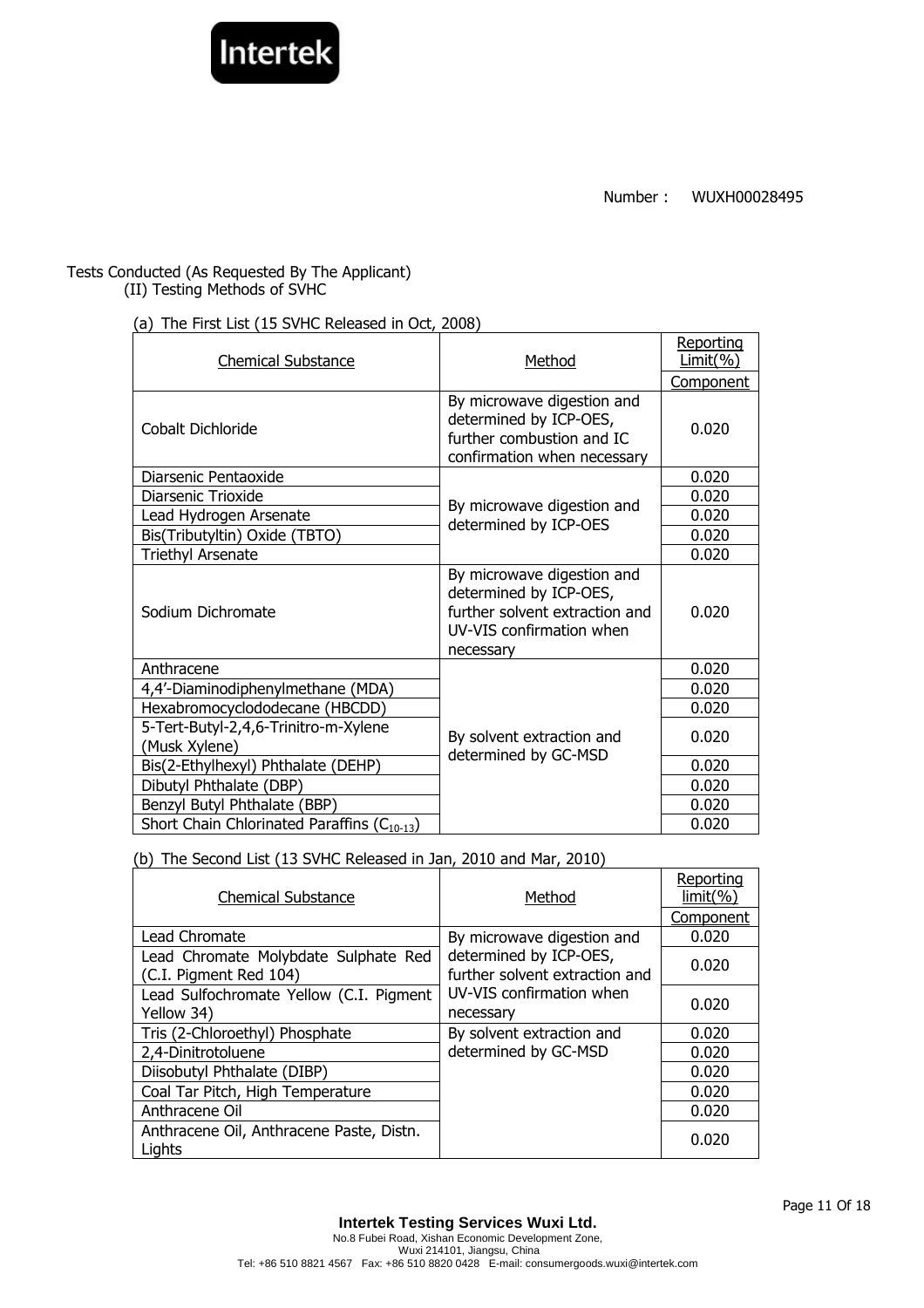Number : WUXH00028495

Tests Conducted (As Requested By The Applicant)

(II) Testing Methods of SVHC

(a) The First List (15 SVHC Released in Oct, 2008)

| Chemical Substance | Method | Reporting Limit(%) Component |
|---|---|---|
| Cobalt Dichloride | By microwave digestion and determined by ICP-OES, further combustion and IC confirmation when necessary | 0.020 |
| Diarsenic Pentaoxide | By microwave digestion and determined by ICP-OES | 0.020 |
| Diarsenic Trioxide | | 0.020 |
| Lead Hydrogen Arsenate | | 0.020 |
| Bis(Tributyltin) Oxide (TBTO) | | 0.020 |
| Triethyl Arsenate | | 0.020 |
| Sodium Dichromate | By microwave digestion and determined by ICP-OES, further solvent extraction and UV-VIS confirmation when necessary | 0.020 |
| Anthracene | By solvent extraction and determined by GC-MSD | 0.020 |
| 4,4'-Diaminodiphenylmethane (MDA) | | 0.020 |
| Hexabromocyclododecane (HBCDD) | | 0.020 |
| 5-Tert-Butyl-2,4,6-Trinitro-m-Xylene (Musk Xylene) | | 0.020 |
| Bis(2-Ethylhexyl) Phthalate (DEHP) | | 0.020 |
| Dibutyl Phthalate (DBP) | | 0.020 |
| Benzyl Butyl Phthalate (BBP) | | 0.020 |
| Short Chain Chlorinated Paraffins ($C_{10-13}$) | | 0.020 |

(b) The Second List (13 SVHC Released in Jan, 2010 and Mar, 2010)

| Chemical Substance | Method | Reporting limit(%) Component |
|---|---|---|
| Lead Chromate | By microwave digestion and determined by ICP-OES, further solvent extraction and UV-VIS confirmation when necessary | 0.020 |
| Lead Chromate Molybdate Sulphate Red (C.I. Pigment Red 104) | | 0.020 |
| Lead Sulfochromate Yellow (C.I. Pigment Yellow 34) | | 0.020 |
| Tris (2-Chloroethyl) Phosphate | By solvent extraction and determined by GC-MSD | 0.020 |
| 2,4-Dinitrotoluene | | 0.020 |
| Diisobutyl Phthalate (DIBP) | | 0.020 |
| Coal Tar Pitch, High Temperature | | 0.020 |
| Anthracene Oil | | 0.020 |
| Anthracene Oil, Anthracene Paste, Distn. Lights | | 0.020 |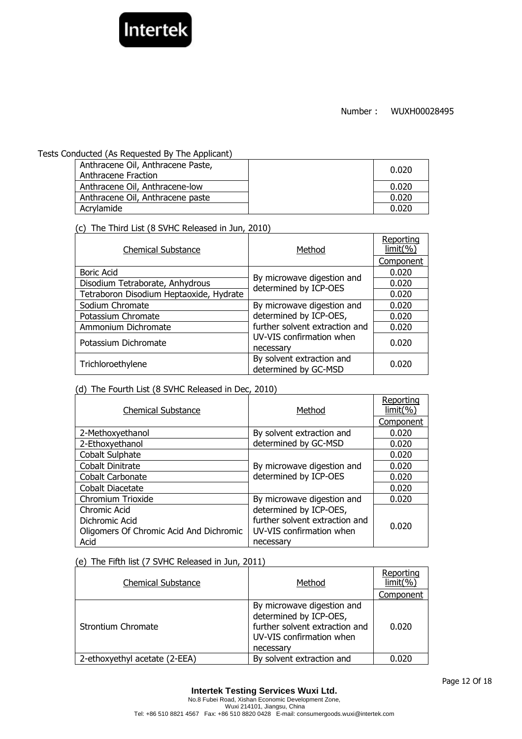Number： WUXH00028495

Tests Conducted (As Requested By The Applicant)

| | | |
|---|---|---|
| Anthracene Oil, Anthracene Paste, Anthracene Fraction | | 0.020 |
| Anthracene Oil, Anthracene-low | | 0.020 |
| Anthracene Oil, Anthracene paste | | 0.020 |
| Acrylamide | | 0.020 |

(c) The Third List (8 SVHC Released in Jun, 2010)

| Chemical Substance | Method | Reporting limit(%) |
|---|---|---|
| | | Component |
| Boric Acid | By microwave digestion and determined by ICP-OES | 0.020 |
| Disodium Tetraborate, Anhydrous | | 0.020 |
| Tetraboron Disodium Heptaoxide, Hydrate | | 0.020 |
| Sodium Chromate | By microwave digestion and determined by ICP-OES, further solvent extraction and UV-VIS confirmation when necessary | 0.020 |
| Potassium Chromate | | 0.020 |
| Ammonium Dichromate | | 0.020 |
| Potassium Dichromate | | 0.020 |
| Trichloroethylene | By solvent extraction and determined by GC-MSD | 0.020 |

(d) The Fourth List (8 SVHC Released in Dec, 2010)

| Chemical Substance | Method | Reporting limit(%) |
|---|---|---|
| | | Component |
| 2-Methoxyethanol | By solvent extraction and determined by GC-MSD | 0.020 |
| 2-Ethoxyethanol | | 0.020 |
| Cobalt Sulphate | By microwave digestion and determined by ICP-OES | 0.020 |
| Cobalt Dinitrate | | 0.020 |
| Cobalt Carbonate | | 0.020 |
| Cobalt Diacetate | | 0.020 |
| Chromium Trioxide | By microwave digestion and determined by ICP-OES, further solvent extraction and UV-VIS confirmation when necessary | 0.020 |
| Chromic Acid<br>Dichromic Acid<br>Oligomers Of Chromic Acid And Dichromic Acid | | 0.020 |

(e) The Fifth list (7 SVHC Released in Jun, 2011)

| Chemical Substance | Method | Reporting limit(%) |
|---|---|---|
| | | Component |
| Strontium Chromate | By microwave digestion and determined by ICP-OES, further solvent extraction and UV-VIS confirmation when necessary | 0.020 |
| 2-ethoxyethyl acetate (2-EEA) | By solvent extraction and | 0.020 |

**Intertek Testing Services Wuxi Ltd.**
No.8 Fubei Road, Xishan Economic Development Zone,
Wuxi 214101, Jiangsu, China
Tel: +86 510 8821 4567 Fax: +86 510 8820 0428 E-mail: consumergoods.wuxi@intertek.com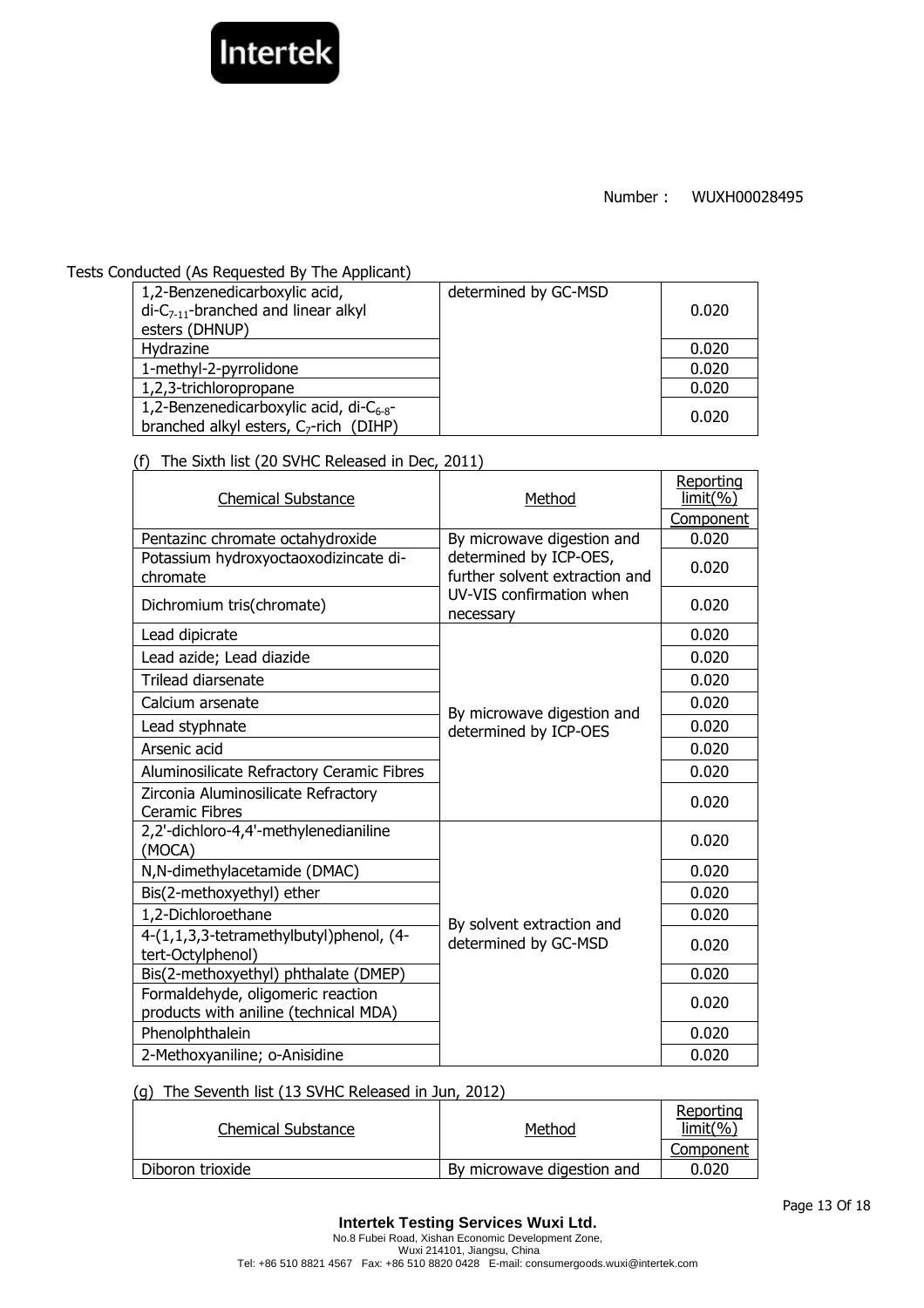Number： WUXH00028495

Tests Conducted (As Requested By The Applicant)

| | | |
|---|---|---|
| 1,2-Benzenedicarboxylic acid, di-$C_{7-11}$-branched and linear alkyl esters (DHNUP) | determined by GC-MSD | 0.020 |
| Hydrazine | | 0.020 |
| 1-methyl-2-pyrrolidone | | 0.020 |
| 1,2,3-trichloropropane | | 0.020 |
| 1,2-Benzenedicarboxylic acid, di-$C_{6-8}$-branched alkyl esters, $C_7$-rich (DIHP) | | 0.020 |

(f) The Sixth list (20 SVHC Released in Dec, 2011)

| Chemical Substance | Method | Reporting limit(%) |
|---|---|---|
| | | Component |
| Pentazinc chromate octahydroxide | By microwave digestion and determined by ICP-OES, further solvent extraction and UV-VIS confirmation when necessary | 0.020 |
| Potassium hydroxyoctaoxodizincate di-chromate | | 0.020 |
| Dichromium tris(chromate) | | 0.020 |
| Lead dipicrate | By microwave digestion and determined by ICP-OES | 0.020 |
| Lead azide; Lead diazide | | 0.020 |
| Trilead diarsenate | | 0.020 |
| Calcium arsenate | | 0.020 |
| Lead styphnate | | 0.020 |
| Arsenic acid | | 0.020 |
| Aluminosilicate Refractory Ceramic Fibres | | 0.020 |
| Zirconia Aluminosilicate Refractory Ceramic Fibres | | 0.020 |
| 2,2'-dichloro-4,4'-methylenedianiline (MOCA) | By solvent extraction and determined by GC-MSD | 0.020 |
| N,N-dimethylacetamide (DMAC) | | 0.020 |
| Bis(2-methoxyethyl) ether | | 0.020 |
| 1,2-Dichloroethane | | 0.020 |
| 4-(1,1,3,3-tetramethylbutyl)phenol, (4-tert-Octylphenol) | | 0.020 |
| Bis(2-methoxyethyl) phthalate (DMEP) | | 0.020 |
| Formaldehyde, oligomeric reaction products with aniline (technical MDA) | | 0.020 |
| Phenolphthalein | | 0.020 |
| 2-Methoxyaniline; o-Anisidine | | 0.020 |

(g) The Seventh list (13 SVHC Released in Jun, 2012)

| Chemical Substance | Method | Reporting limit(%) |
|---|---|---|
| | | Component |
| Diboron trioxide | By microwave digestion and | 0.020 |

**Intertek Testing Services Wuxi Ltd.**
No.8 Fubei Road, Xishan Economic Development Zone,
Wuxi 214101, Jiangsu, China
Tel: +86 510 8821 4567 Fax: +86 510 8820 0428 E-mail: consumergoods.wuxi@intertek.com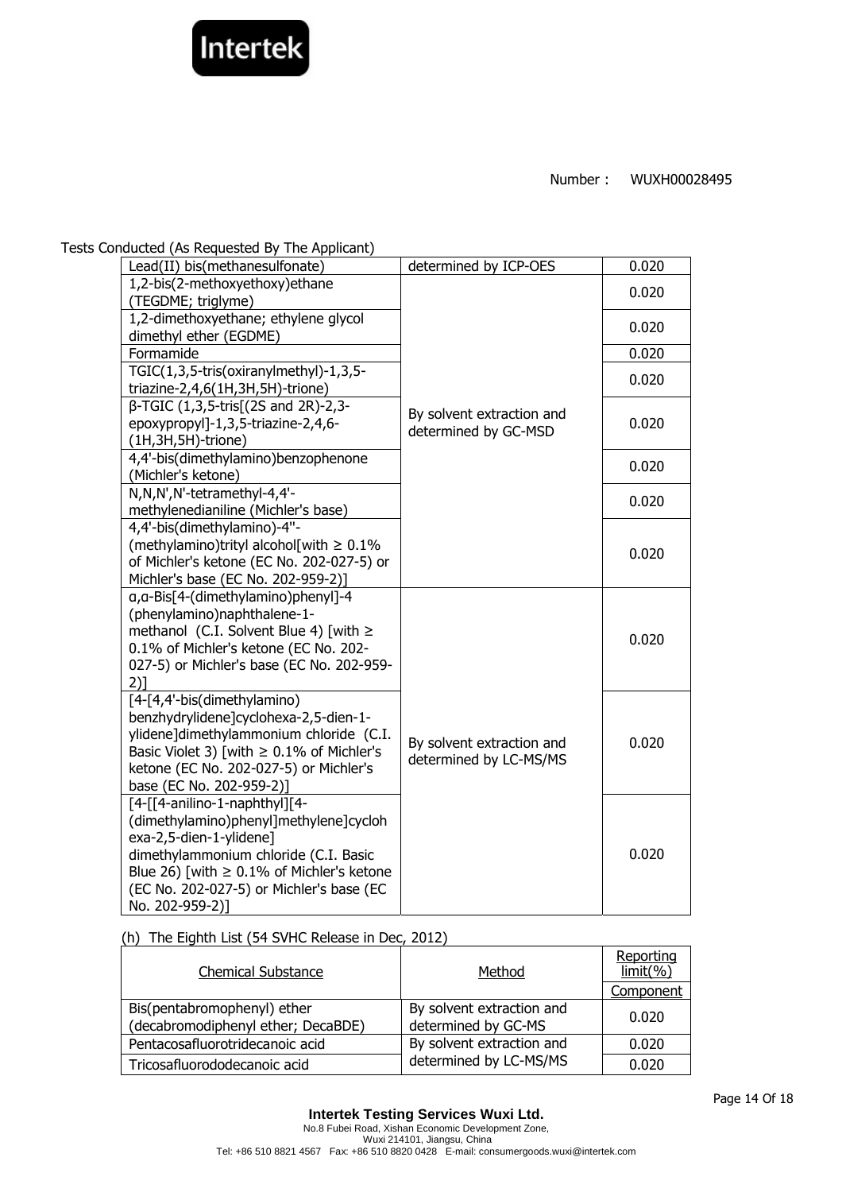Number： WUXH00028495

Tests Conducted (As Requested By The Applicant)

| | | |
|---|---|---|
| Lead(II) bis(methanesulfonate) | determined by ICP-OES | 0.020 |
| 1,2-bis(2-methoxyethoxy)ethane (TEGDME; triglyme) | By solvent extraction and determined by GC-MSD | 0.020 |
| 1,2-dimethoxyethane; ethylene glycol dimethyl ether (EGDME) | | 0.020 |
| Formamide | | 0.020 |
| TGIC(1,3,5-tris(oxiranylmethyl)-1,3,5-triazine-2,4,6(1H,3H,5H)-trione) | | 0.020 |
| β-TGIC (1,3,5-tris[(2S and 2R)-2,3-epoxypropyl]-1,3,5-triazine-2,4,6-(1H,3H,5H)-trione) | | 0.020 |
| 4,4'-bis(dimethylamino)benzophenone (Michler's ketone) | | 0.020 |
| N,N,N',N'-tetramethyl-4,4'-methylenedianiline (Michler's base) | | 0.020 |
| 4,4'-bis(dimethylamino)-4''-(methylamino)trityl alcohol[with ≥ 0.1% of Michler's ketone (EC No. 202-027-5) or Michler's base (EC No. 202-959-2)] | | 0.020 |
| α,α-Bis[4-(dimethylamino)phenyl]-4 (phenylamino)naphthalene-1-methanol (C.I. Solvent Blue 4) [with ≥ 0.1% of Michler's ketone (EC No. 202-027-5) or Michler's base (EC No. 202-959-2)] | By solvent extraction and determined by LC-MS/MS | 0.020 |
| [4-[4,4'-bis(dimethylamino) benzhydrylidene]cyclohexa-2,5-dien-1-ylidene]dimethylammonium chloride (C.I. Basic Violet 3) [with ≥ 0.1% of Michler's ketone (EC No. 202-027-5) or Michler's base (EC No. 202-959-2)] | | 0.020 |
| [4-[[4-anilino-1-naphthyl][4-(dimethylamino)phenyl]methylene]cyclohexa-2,5-dien-1-ylidene] dimethylammonium chloride (C.I. Basic Blue 26) [with ≥ 0.1% of Michler's ketone (EC No. 202-027-5) or Michler's base (EC No. 202-959-2)] | | 0.020 |

(h) The Eighth List (54 SVHC Release in Dec, 2012)

| Chemical Substance | Method | Reporting limit(%) |
|---|---|---|
| | | Component |
| Bis(pentabromophenyl) ether (decabromodiphenyl ether; DecaBDE) | By solvent extraction and determined by GC-MS | 0.020 |
| Pentacosafluorotridecanoic acid | By solvent extraction and determined by LC-MS/MS | 0.020 |
| Tricosafluorododecanoic acid | | 0.020 |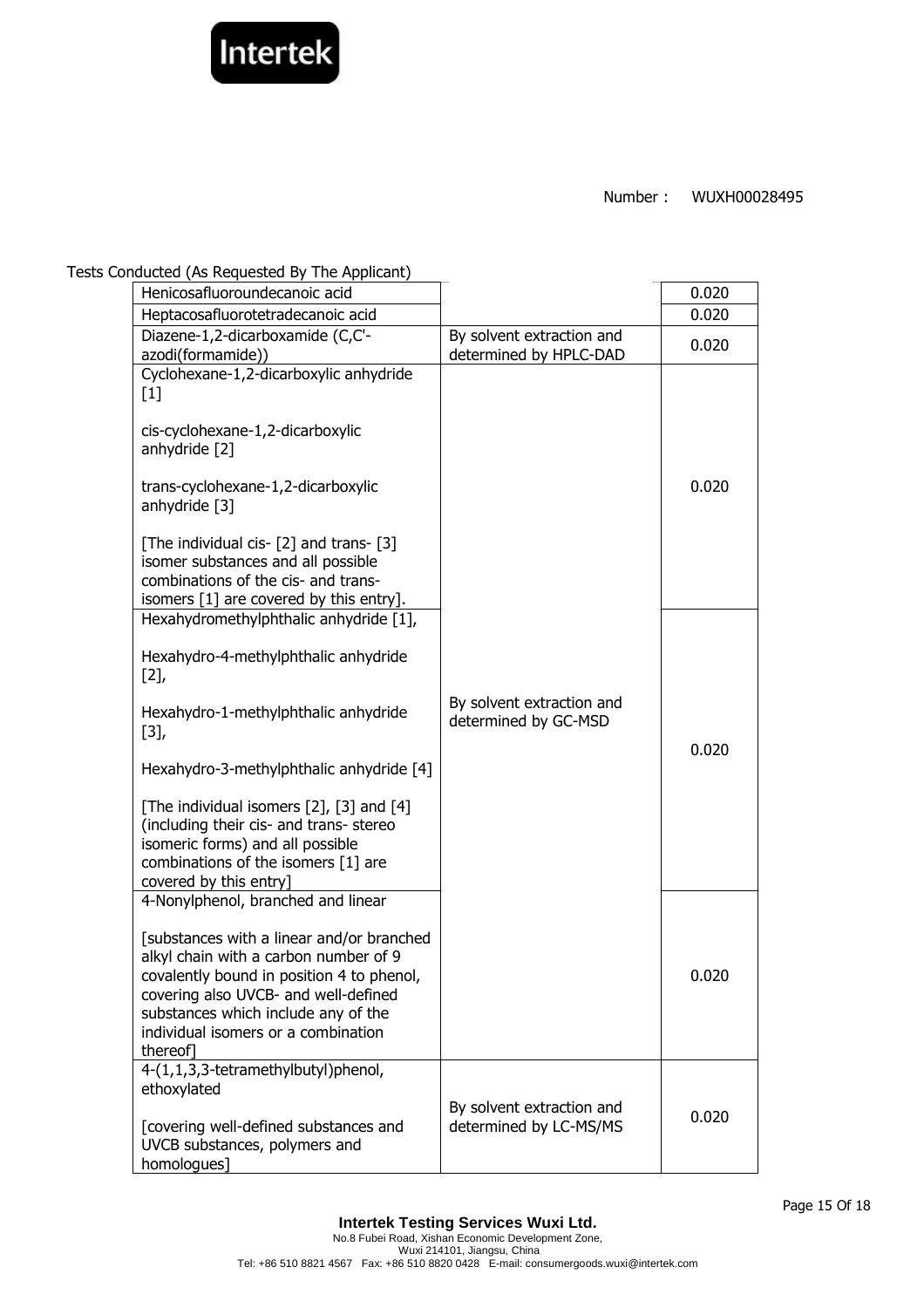Number： WUXH00028495

Tests Conducted (As Requested By The Applicant)

| | | |
|---|---|---|
| Henicosafluoroundecanoic acid | | 0.020 |
| Heptacosafluorotetradecanoic acid | | 0.020 |
| Diazene-1,2-dicarboxamide (C,C'-azodi(formamide)) | By solvent extraction and determined by HPLC-DAD | 0.020 |
| Cyclohexane-1,2-dicarboxylic anhydride [1]<br><br>cis-cyclohexane-1,2-dicarboxylic anhydride [2]<br><br>trans-cyclohexane-1,2-dicarboxylic anhydride [3]<br><br>[The individual cis- [2] and trans- [3] isomer substances and all possible combinations of the cis- and trans-isomers [1] are covered by this entry]. | By solvent extraction and determined by GC-MSD | 0.020 |
| Hexahydromethylphthalic anhydride [1],<br><br>Hexahydro-4-methylphthalic anhydride [2],<br><br>Hexahydro-1-methylphthalic anhydride [3],<br><br>Hexahydro-3-methylphthalic anhydride [4]<br><br>[The individual isomers [2], [3] and [4] (including their cis- and trans- stereo isomeric forms) and all possible combinations of the isomers [1] are covered by this entry] | | 0.020 |
| 4-Nonylphenol, branched and linear<br><br>[substances with a linear and/or branched alkyl chain with a carbon number of 9 covalently bound in position 4 to phenol, covering also UVCB- and well-defined substances which include any of the individual isomers or a combination thereof] | | 0.020 |
| 4-(1,1,3,3-tetramethylbutyl)phenol, ethoxylated<br><br>[covering well-defined substances and UVCB substances, polymers and homologues] | By solvent extraction and determined by LC-MS/MS | 0.020 |

**Intertek Testing Services Wuxi Ltd.**
No.8 Fubei Road, Xishan Economic Development Zone,
Wuxi 214101, Jiangsu, China
Tel: +86 510 8821 4567 Fax: +86 510 8820 0428 E-mail: consumergoods.wuxi@intertek.com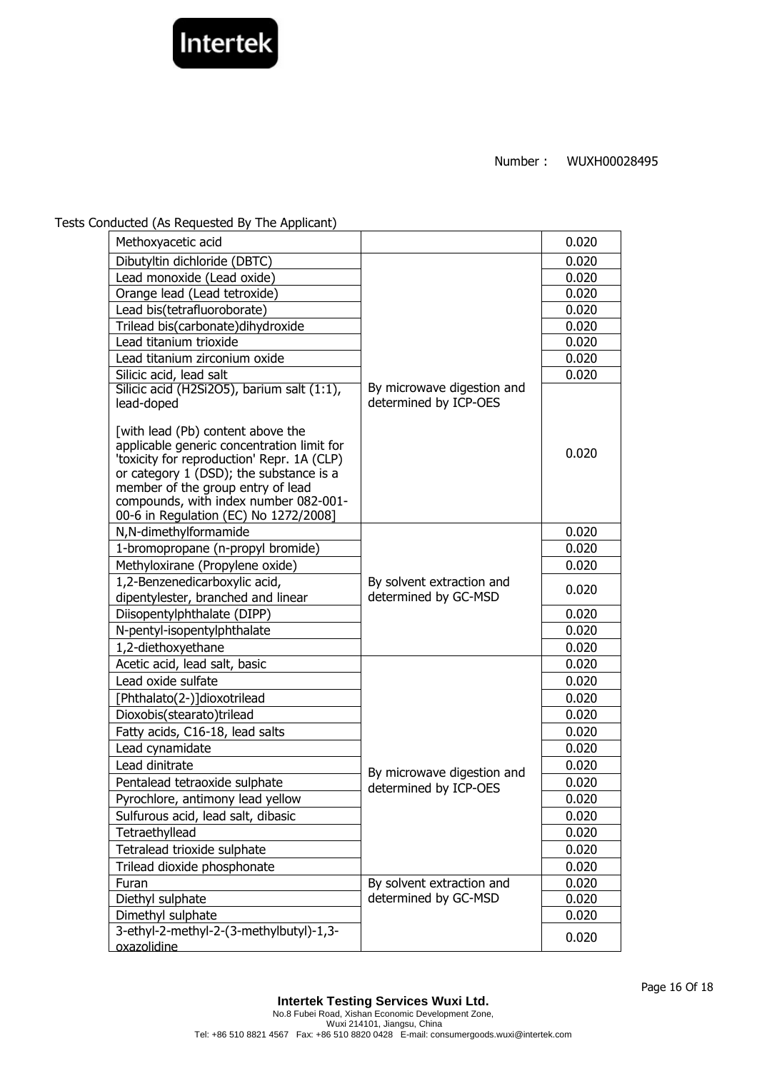Number： WUXH00028495

Tests Conducted (As Requested By The Applicant)

| | | |
|---|---|---|
| Methoxyacetic acid | | 0.020 |
| Dibutyltin dichloride (DBTC) | By microwave digestion and determined by ICP-OES | 0.020 |
| Lead monoxide (Lead oxide) | | 0.020 |
| Orange lead (Lead tetroxide) | | 0.020 |
| Lead bis(tetrafluoroborate) | | 0.020 |
| Trilead bis(carbonate)dihydroxide | | 0.020 |
| Lead titanium trioxide | | 0.020 |
| Lead titanium zirconium oxide | | 0.020 |
| Silicic acid, lead salt | | 0.020 |
| Silicic acid (H2Si2O5), barium salt (1:1), lead-doped<br><br>[with lead (Pb) content above the applicable generic concentration limit for 'toxicity for reproduction' Repr. 1A (CLP) or category 1 (DSD); the substance is a member of the group entry of lead compounds, with index number 082-001-00-6 in Regulation (EC) No 1272/2008] | | 0.020 |
| N,N-dimethylformamide | By solvent extraction and determined by GC-MSD | 0.020 |
| 1-bromopropane (n-propyl bromide) | | 0.020 |
| Methyloxirane (Propylene oxide) | | 0.020 |
| 1,2-Benzenedicarboxylic acid, dipentylester, branched and linear | | 0.020 |
| Diisopentylphthalate (DIPP) | | 0.020 |
| N-pentyl-isopentylphthalate | | 0.020 |
| 1,2-diethoxyethane | | 0.020 |
| Acetic acid, lead salt, basic | By microwave digestion and determined by ICP-OES | 0.020 |
| Lead oxide sulfate | | 0.020 |
| [Phthalato(2-)]dioxotrilead | | 0.020 |
| Dioxobis(stearato)trilead | | 0.020 |
| Fatty acids, C16-18, lead salts | | 0.020 |
| Lead cynamidate | | 0.020 |
| Lead dinitrate | | 0.020 |
| Pentalead tetraoxide sulphate | | 0.020 |
| Pyrochlore, antimony lead yellow | | 0.020 |
| Sulfurous acid, lead salt, dibasic | | 0.020 |
| Tetraethyllead | | 0.020 |
| Tetralead trioxide sulphate | | 0.020 |
| Trilead dioxide phosphonate | | 0.020 |
| Furan | By solvent extraction and determined by GC-MSD | 0.020 |
| Diethyl sulphate | | 0.020 |
| Dimethyl sulphate | | 0.020 |
| 3-ethyl-2-methyl-2-(3-methylbutyl)-1,3-oxazolidine | | 0.020 |

**Intertek Testing Services Wuxi Ltd.**
No.8 Fubei Road, Xishan Economic Development Zone,
Wuxi 214101, Jiangsu, China
Tel: +86 510 8821 4567 Fax: +86 510 8820 0428 E-mail: consumergoods.wuxi@intertek.com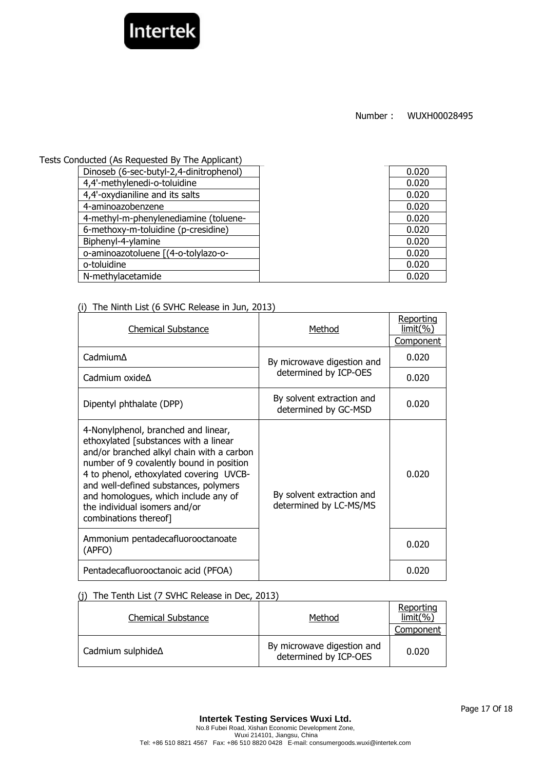Number : WUXH00028495

Tests Conducted (As Requested By The Applicant)

| | | |
|---|---|---|
| Dinoseb (6-sec-butyl-2,4-dinitrophenol) | | 0.020 |
| 4,4'-methylenedi-o-toluidine | | 0.020 |
| 4,4'-oxydianiline and its salts | | 0.020 |
| 4-aminoazobenzene | | 0.020 |
| 4-methyl-m-phenylenediamine (toluene- | | 0.020 |
| 6-methoxy-m-toluidine (p-cresidine) | | 0.020 |
| Biphenyl-4-ylamine | | 0.020 |
| o-aminoazotoluene [(4-o-tolylazo-o- | | 0.020 |
| o-toluidine | | 0.020 |
| N-methylacetamide | | 0.020 |

(i) The Ninth List (6 SVHC Release in Jun, 2013)

| Chemical Substance | Method | Reporting limit(%) |
|---|---|---|
| | | Component |
| CadmiumΔ | By microwave digestion and determined by ICP-OES | 0.020 |
| Cadmium oxideΔ | | 0.020 |
| Dipentyl phthalate (DPP) | By solvent extraction and determined by GC-MSD | 0.020 |
| 4-Nonylphenol, branched and linear, ethoxylated [substances with a linear and/or branched alkyl chain with a carbon number of 9 covalently bound in position 4 to phenol, ethoxylated covering UVCB- and well-defined substances, polymers and homologues, which include any of the individual isomers and/or combinations thereof] | By solvent extraction and determined by LC-MS/MS | 0.020 |
| Ammonium pentadecafluorooctanoate (APFO) | | 0.020 |
| Pentadecafluorooctanoic acid (PFOA) | | 0.020 |

(j) The Tenth List (7 SVHC Release in Dec, 2013)

| Chemical Substance | Method | Reporting limit(%) |
|---|---|---|
| | | Component |
| Cadmium sulphideΔ | By microwave digestion and determined by ICP-OES | 0.020 |

**Intertek Testing Services Wuxi Ltd.**
No.8 Fubei Road, Xishan Economic Development Zone,
Wuxi 214101, Jiangsu, China
Tel: +86 510 8821 4567 Fax: +86 510 8820 0428 E-mail: consumergoods.wuxi@intertek.com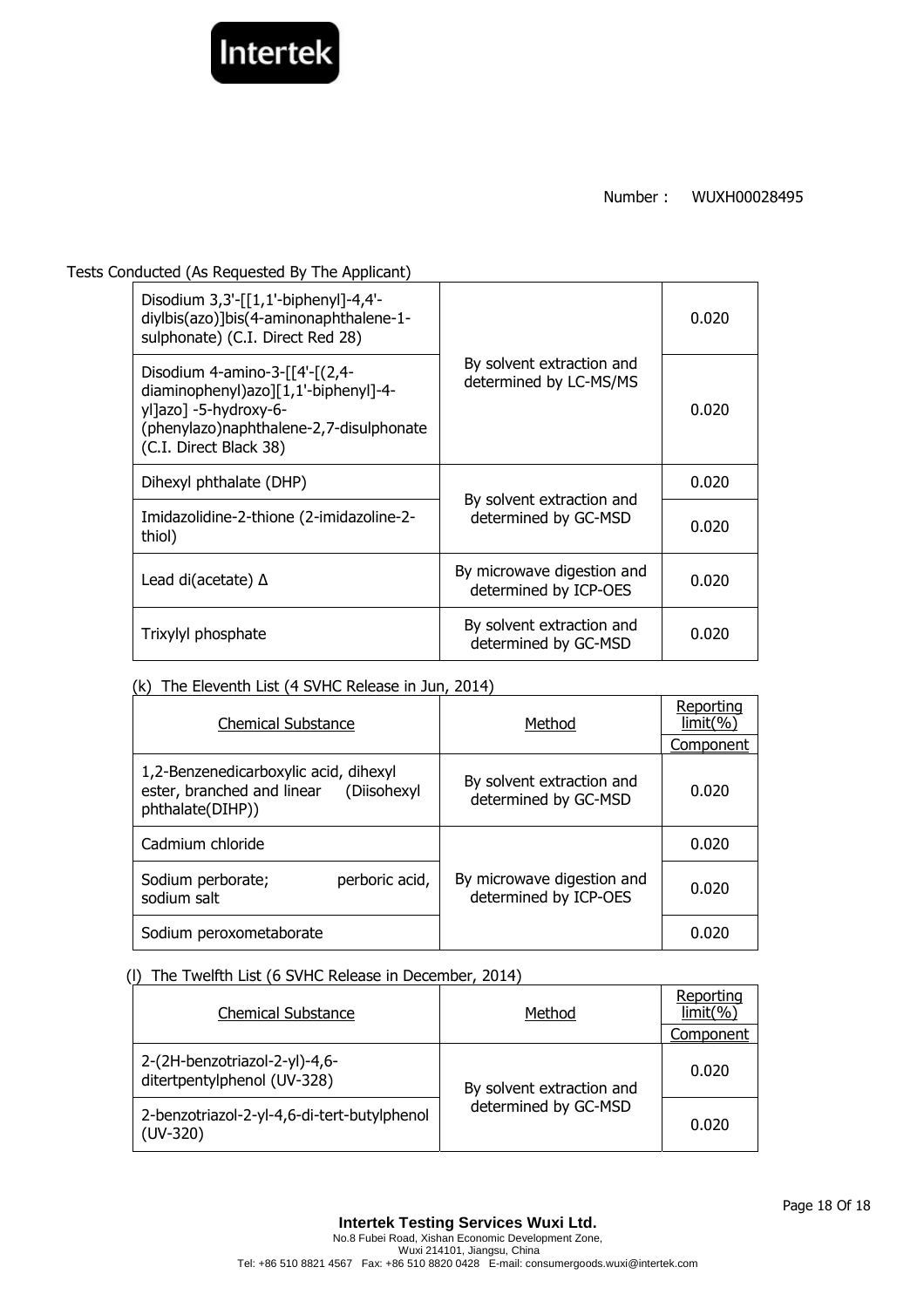Number： WUXH00028495

Tests Conducted (As Requested By The Applicant)

| | | |
|---|---|---|
| Disodium 3,3'-[[1,1'-biphenyl]-4,4'-diylbis(azo)]bis(4-aminonaphthalene-1-sulphonate) (C.I. Direct Red 28) | By solvent extraction and determined by LC-MS/MS | 0.020 |
| Disodium 4-amino-3-[[4'-[(2,4-diaminophenyl)azo][1,1'-biphenyl]-4-yl]azo] -5-hydroxy-6-(phenylazo)naphthalene-2,7-disulphonate (C.I. Direct Black 38) | | 0.020 |
| Dihexyl phthalate (DHP) | By solvent extraction and determined by GC-MSD | 0.020 |
| Imidazolidine-2-thione (2-imidazoline-2-thiol) | | 0.020 |
| Lead di(acetate) Δ | By microwave digestion and determined by ICP-OES | 0.020 |
| Trixylyl phosphate | By solvent extraction and determined by GC-MSD | 0.020 |

(k) The Eleventh List (4 SVHC Release in Jun, 2014)

| Chemical Substance | Method | Reporting limit(%) |
|---|---|---|
| | | Component |
| 1,2-Benzenedicarboxylic acid, dihexyl ester, branched and linear (Diisohexyl phthalate(DIHP)) | By solvent extraction and determined by GC-MSD | 0.020 |
| Cadmium chloride | By microwave digestion and determined by ICP-OES | 0.020 |
| Sodium perborate; perboric acid, sodium salt | | 0.020 |
| Sodium peroxometaborate | | 0.020 |

(l) The Twelfth List (6 SVHC Release in December, 2014)

| Chemical Substance | Method | Reporting limit(%) |
|---|---|---|
| | | Component |
| 2-(2H-benzotriazol-2-yl)-4,6-ditertpentylphenol (UV-328) | By solvent extraction and determined by GC-MSD | 0.020 |
| 2-benzotriazol-2-yl-4,6-di-tert-butylphenol (UV-320) | | 0.020 |

**Intertek Testing Services Wuxi Ltd.**
No.8 Fubei Road, Xishan Economic Development Zone,
Wuxi 214101, Jiangsu, China
Tel: +86 510 8821 4567 Fax: +86 510 8820 0428 E-mail: consumergoods.wuxi@intertek.com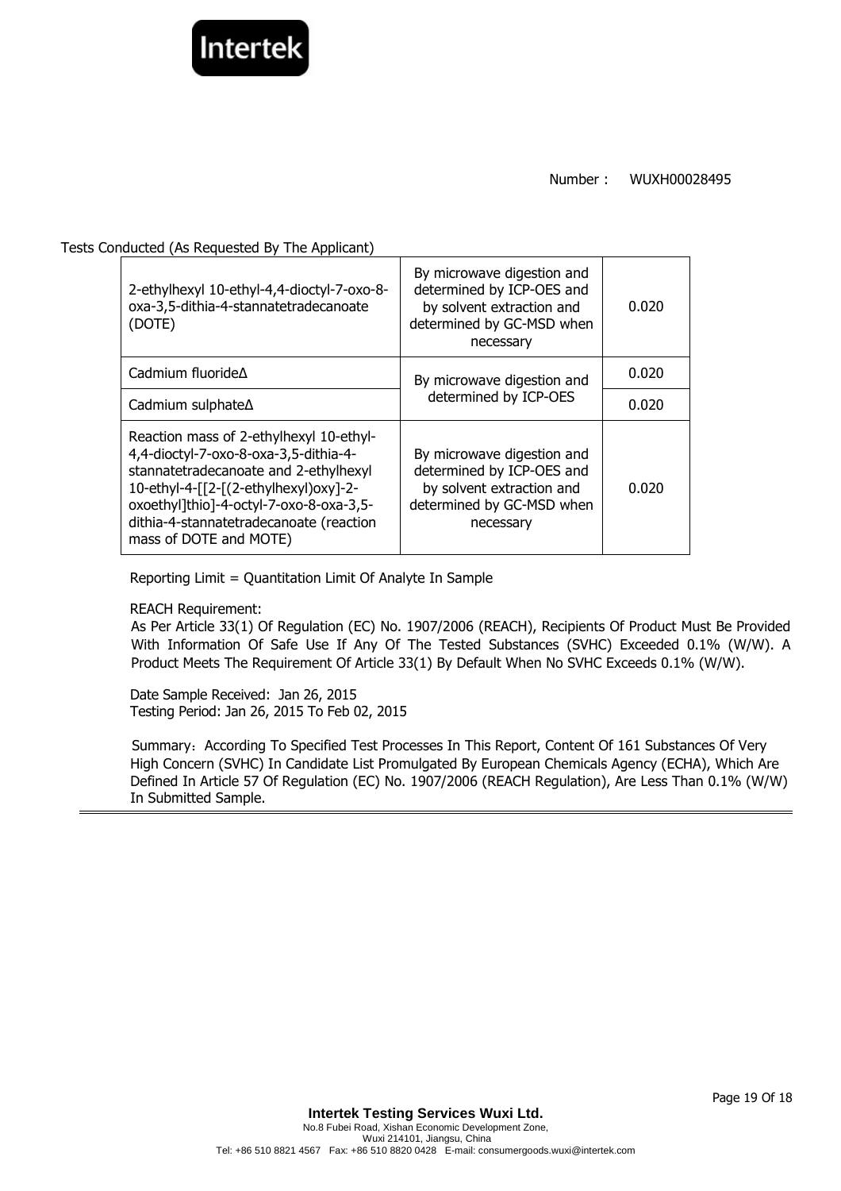Number： WUXH00028495

Tests Conducted (As Requested By The Applicant)

| | | |
|---|---|---|
| 2-ethylhexyl 10-ethyl-4,4-dioctyl-7-oxo-8-oxa-3,5-dithia-4-stannatetradecanoate (DOTE) | By microwave digestion and determined by ICP-OES and by solvent extraction and determined by GC-MSD when necessary | 0.020 |
| Cadmium fluorideΔ | By microwave digestion and determined by ICP-OES | 0.020 |
| Cadmium sulphateΔ | | 0.020 |
| Reaction mass of 2-ethylhexyl 10-ethyl-4,4-dioctyl-7-oxo-8-oxa-3,5-dithia-4-stannatetradecanoate and 2-ethylhexyl 10-ethyl-4-[[2-[(2-ethylhexyl)oxy]-2-oxoethyl]thio]-4-octyl-7-oxo-8-oxa-3,5-dithia-4-stannatetradecanoate (reaction mass of DOTE and MOTE) | By microwave digestion and determined by ICP-OES and by solvent extraction and determined by GC-MSD when necessary | 0.020 |

Reporting Limit = Quantitation Limit Of Analyte In Sample

REACH Requirement:
As Per Article 33(1) Of Regulation (EC) No. 1907/2006 (REACH), Recipients Of Product Must Be Provided With Information Of Safe Use If Any Of The Tested Substances (SVHC) Exceeded 0.1% (W/W). A Product Meets The Requirement Of Article 33(1) By Default When No SVHC Exceeds 0.1% (W/W).

Date Sample Received: Jan 26, 2015
Testing Period: Jan 26, 2015 To Feb 02, 2015

Summary：According To Specified Test Processes In This Report, Content Of 161 Substances Of Very High Concern (SVHC) In Candidate List Promulgated By European Chemicals Agency (ECHA), Which Are Defined In Article 57 Of Regulation (EC) No. 1907/2006 (REACH Regulation), Are Less Than 0.1% (W/W) In Submitted Sample.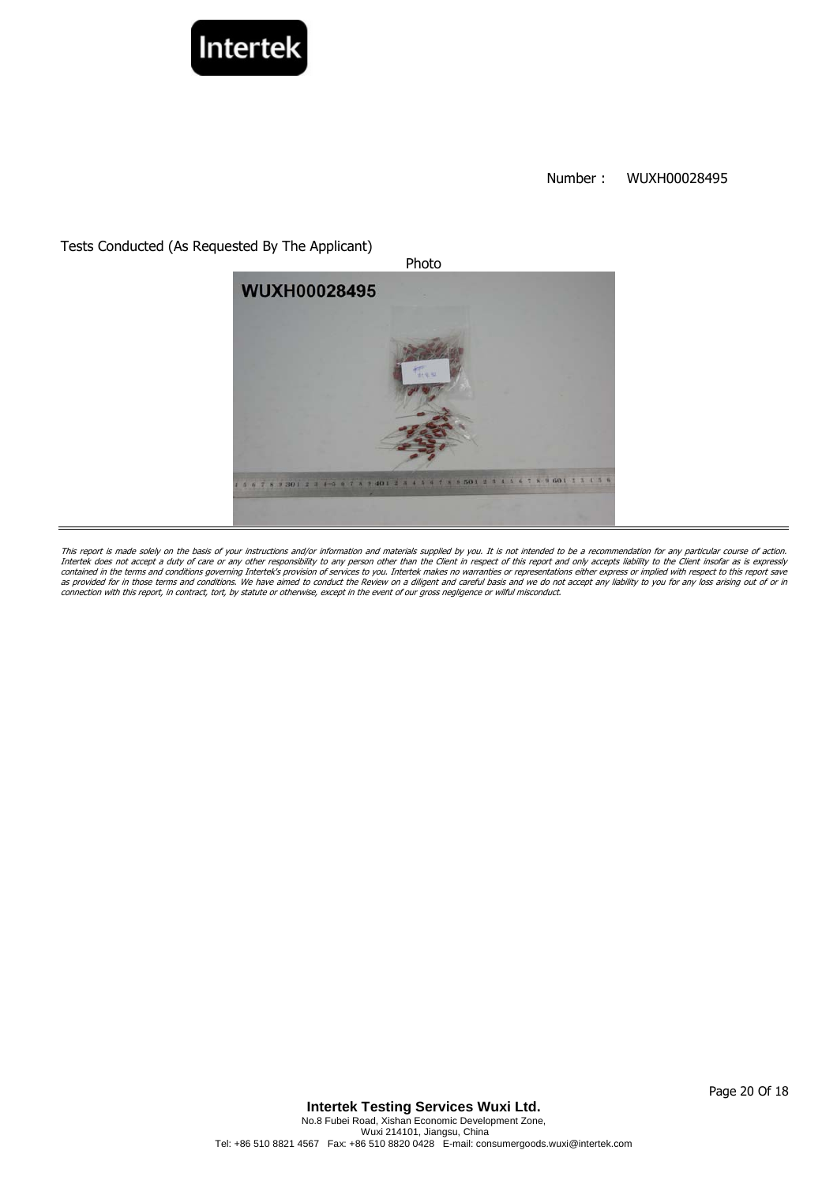Number : WUXH00028495

Tests Conducted (As Requested By The Applicant)

Photo

*This report is made solely on the basis of your instructions and/or information and materials supplied by you. It is not intended to be a recommendation for any particular course of action. Intertek does not accept a duty of care or any other responsibility to any person other than the Client in respect of this report and only accepts liability to the Client insofar as is expressly contained in the terms and conditions governing Intertek's provision of services to you. Intertek makes no warranties or representations either express or implied with respect to this report save as provided for in those terms and conditions. We have aimed to conduct the Review on a diligent and careful basis and we do not accept any liability to you for any loss arising out of or in connection with this report, in contract, tort, by statute or otherwise, except in the event of our gross negligence or wilful misconduct.*

**Intertek Testing Services Wuxi Ltd.**
No.8 Fubei Road, Xishan Economic Development Zone,
Wuxi 214101, Jiangsu, China
Tel: +86 510 8821 4567 Fax: +86 510 8820 0428 E-mail: consumergoods.wuxi@intertek.com